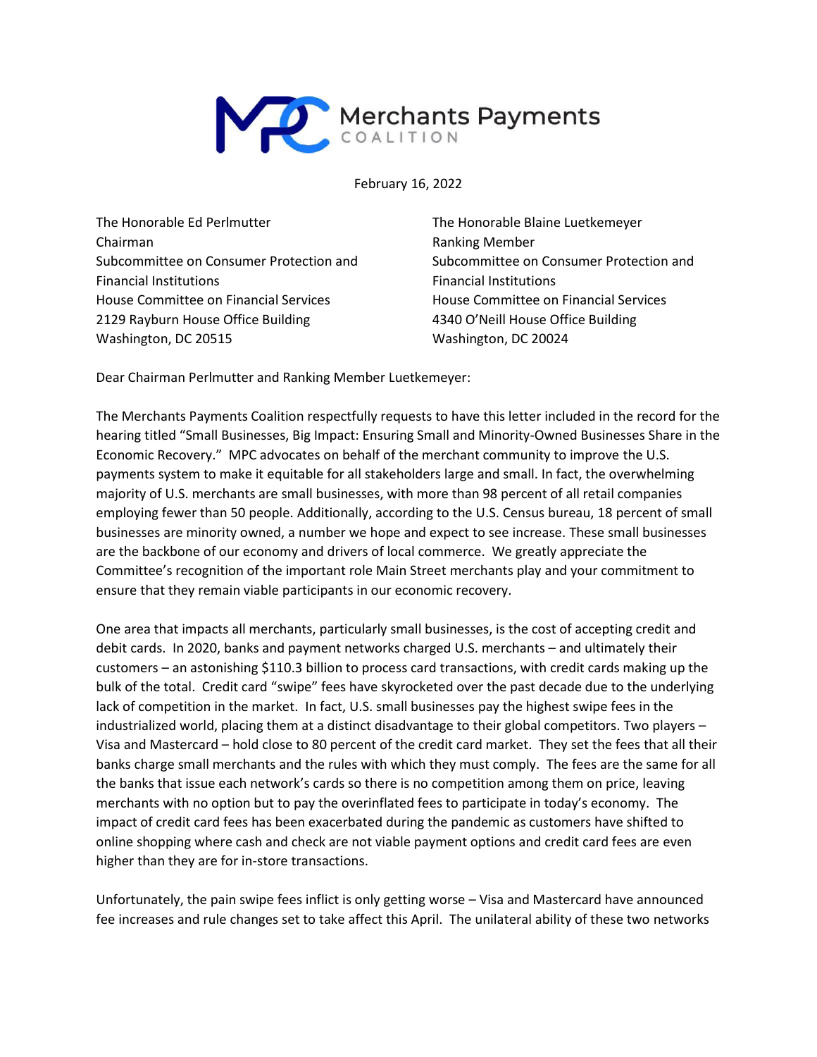Merchants Payments COALITION

February 16, 2022

The Honorable Ed Perlmutter
Chairman
Subcommittee on Consumer Protection and Financial Institutions
House Committee on Financial Services
2129 Rayburn House Office Building
Washington, DC 20515

The Honorable Blaine Luetkemeyer
Ranking Member
Subcommittee on Consumer Protection and Financial Institutions
House Committee on Financial Services
4340 O'Neill House Office Building
Washington, DC 20024

Dear Chairman Perlmutter and Ranking Member Luetkemeyer:

The Merchants Payments Coalition respectfully requests to have this letter included in the record for the hearing titled "Small Businesses, Big Impact: Ensuring Small and Minority-Owned Businesses Share in the Economic Recovery." MPC advocates on behalf of the merchant community to improve the U.S. payments system to make it equitable for all stakeholders large and small. In fact, the overwhelming majority of U.S. merchants are small businesses, with more than 98 percent of all retail companies employing fewer than 50 people. Additionally, according to the U.S. Census bureau, 18 percent of small businesses are minority owned, a number we hope and expect to see increase. These small businesses are the backbone of our economy and drivers of local commerce. We greatly appreciate the Committee's recognition of the important role Main Street merchants play and your commitment to ensure that they remain viable participants in our economic recovery.

One area that impacts all merchants, particularly small businesses, is the cost of accepting credit and debit cards. In 2020, banks and payment networks charged U.S. merchants – and ultimately their customers – an astonishing $110.3 billion to process card transactions, with credit cards making up the bulk of the total. Credit card "swipe" fees have skyrocketed over the past decade due to the underlying lack of competition in the market. In fact, U.S. small businesses pay the highest swipe fees in the industrialized world, placing them at a distinct disadvantage to their global competitors. Two players – Visa and Mastercard – hold close to 80 percent of the credit card market. They set the fees that all their banks charge small merchants and the rules with which they must comply. The fees are the same for all the banks that issue each network's cards so there is no competition among them on price, leaving merchants with no option but to pay the overinflated fees to participate in today's economy. The impact of credit card fees has been exacerbated during the pandemic as customers have shifted to online shopping where cash and check are not viable payment options and credit card fees are even higher than they are for in-store transactions.

Unfortunately, the pain swipe fees inflict is only getting worse – Visa and Mastercard have announced fee increases and rule changes set to take affect this April. The unilateral ability of these two networks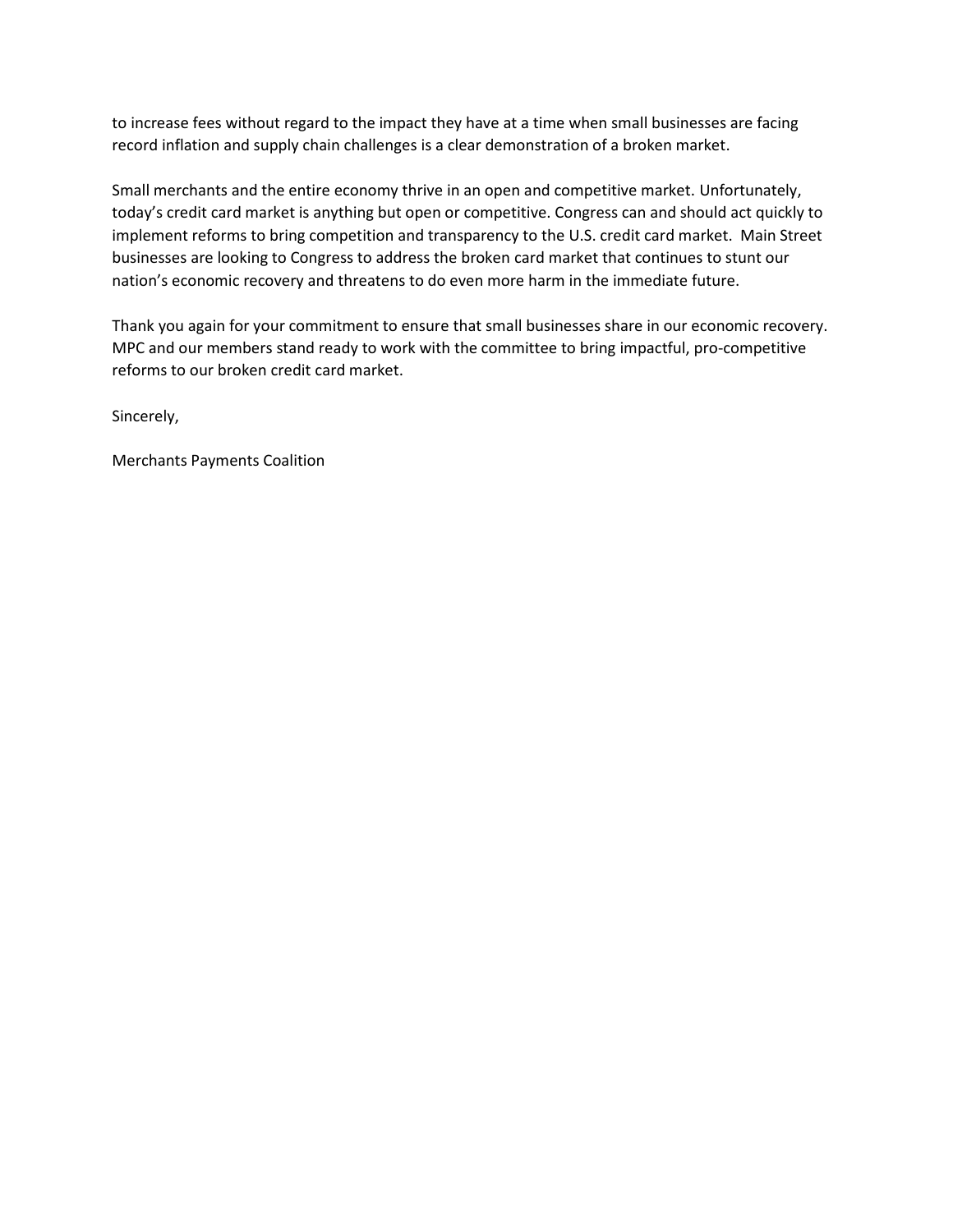to increase fees without regard to the impact they have at a time when small businesses are facing record inflation and supply chain challenges is a clear demonstration of a broken market.

Small merchants and the entire economy thrive in an open and competitive market. Unfortunately, today's credit card market is anything but open or competitive. Congress can and should act quickly to implement reforms to bring competition and transparency to the U.S. credit card market. Main Street businesses are looking to Congress to address the broken card market that continues to stunt our nation's economic recovery and threatens to do even more harm in the immediate future.

Thank you again for your commitment to ensure that small businesses share in our economic recovery. MPC and our members stand ready to work with the committee to bring impactful, pro-competitive reforms to our broken credit card market.

Sincerely,

Merchants Payments Coalition